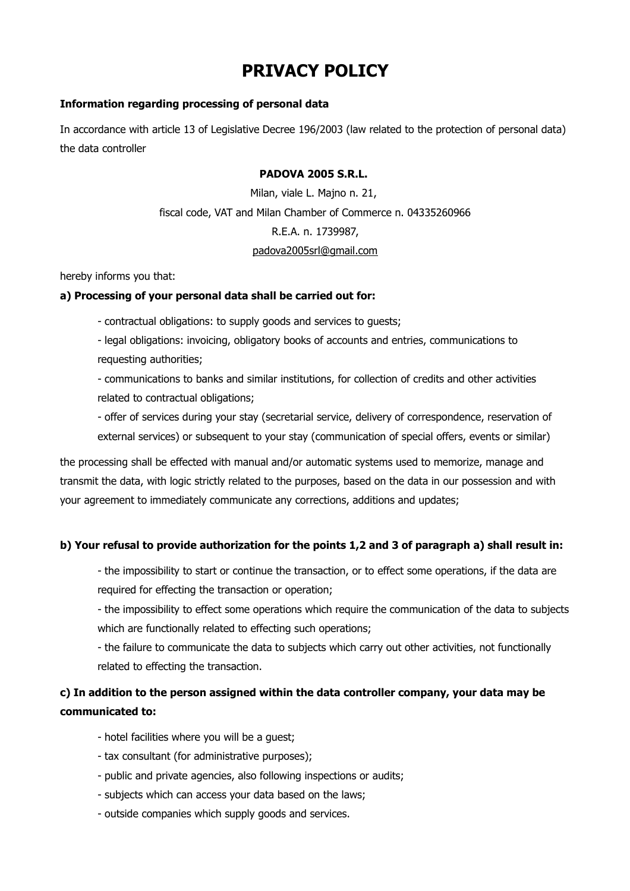# PRIVACY POLICY

**Information regarding processing of personal data**

In accordance with article 13 of Legislative Decree 196/2003 (law related to the protection of personal data) the data controller

**PADOVA 2005 S.R.L.**

Milan, viale L. Majno n. 21,

fiscal code, VAT and Milan Chamber of Commerce n. 04335260966

R.E.A. n. 1739987,

padova2005srl@gmail.com

hereby informs you that:

**a) Processing of your personal data shall be carried out for:**

- contractual obligations: to supply goods and services to guests;
- legal obligations: invoicing, obligatory books of accounts and entries, communications to requesting authorities;
- communications to banks and similar institutions, for collection of credits and other activities related to contractual obligations;
- offer of services during your stay (secretarial service, delivery of correspondence, reservation of external services) or subsequent to your stay (communication of special offers, events or similar)

the processing shall be effected with manual and/or automatic systems used to memorize, manage and transmit the data, with logic strictly related to the purposes, based on the data in our possession and with your agreement to immediately communicate any corrections, additions and updates;

**b) Your refusal to provide authorization for the points 1,2 and 3 of paragraph a) shall result in:**

- the impossibility to start or continue the transaction, or to effect some operations, if the data are required for effecting the transaction or operation;
- the impossibility to effect some operations which require the communication of the data to subjects which are functionally related to effecting such operations;
- the failure to communicate the data to subjects which carry out other activities, not functionally related to effecting the transaction.

**c) In addition to the person assigned within the data controller company, your data may be communicated to:**

- hotel facilities where you will be a guest;
- tax consultant (for administrative purposes);
- public and private agencies, also following inspections or audits;
- subjects which can access your data based on the laws;
- outside companies which supply goods and services.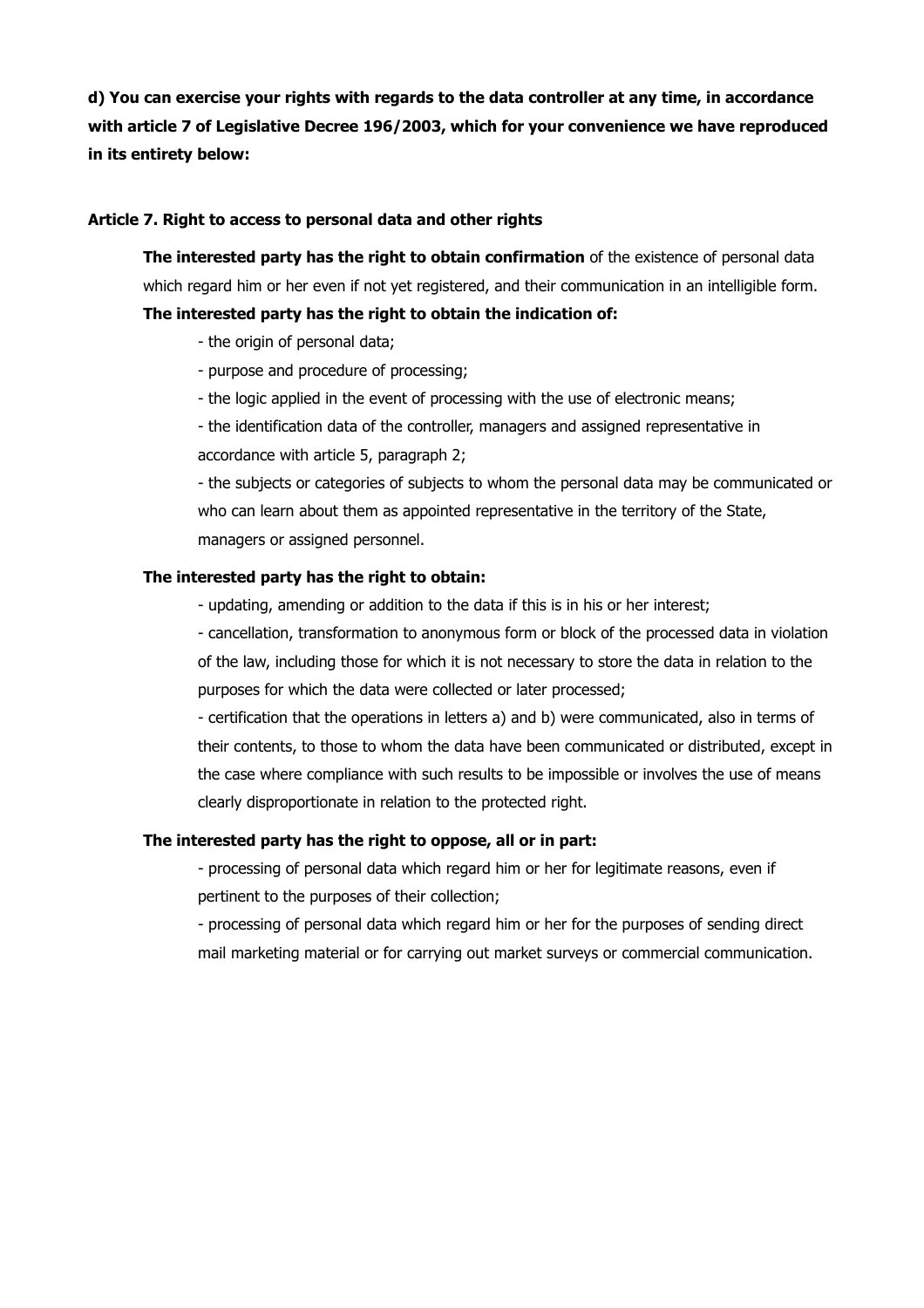**d) You can exercise your rights with regards to the data controller at any time, in accordance with article 7 of Legislative Decree 196/2003, which for your convenience we have reproduced in its entirety below:**

**Article 7. Right to access to personal data and other rights**

**The interested party has the right to obtain confirmation** of the existence of personal data which regard him or her even if not yet registered, and their communication in an intelligible form.

**The interested party has the right to obtain the indication of:**

- the origin of personal data;
- purpose and procedure of processing;
- the logic applied in the event of processing with the use of electronic means;
- the identification data of the controller, managers and assigned representative in accordance with article 5, paragraph 2;
- the subjects or categories of subjects to whom the personal data may be communicated or who can learn about them as appointed representative in the territory of the State, managers or assigned personnel.

**The interested party has the right to obtain:**

- updating, amending or addition to the data if this is in his or her interest;
- cancellation, transformation to anonymous form or block of the processed data in violation of the law, including those for which it is not necessary to store the data in relation to the purposes for which the data were collected or later processed;
- certification that the operations in letters a) and b) were communicated, also in terms of their contents, to those to whom the data have been communicated or distributed, except in the case where compliance with such results to be impossible or involves the use of means clearly disproportionate in relation to the protected right.

**The interested party has the right to oppose, all or in part:**

- processing of personal data which regard him or her for legitimate reasons, even if pertinent to the purposes of their collection;
- processing of personal data which regard him or her for the purposes of sending direct mail marketing material or for carrying out market surveys or commercial communication.